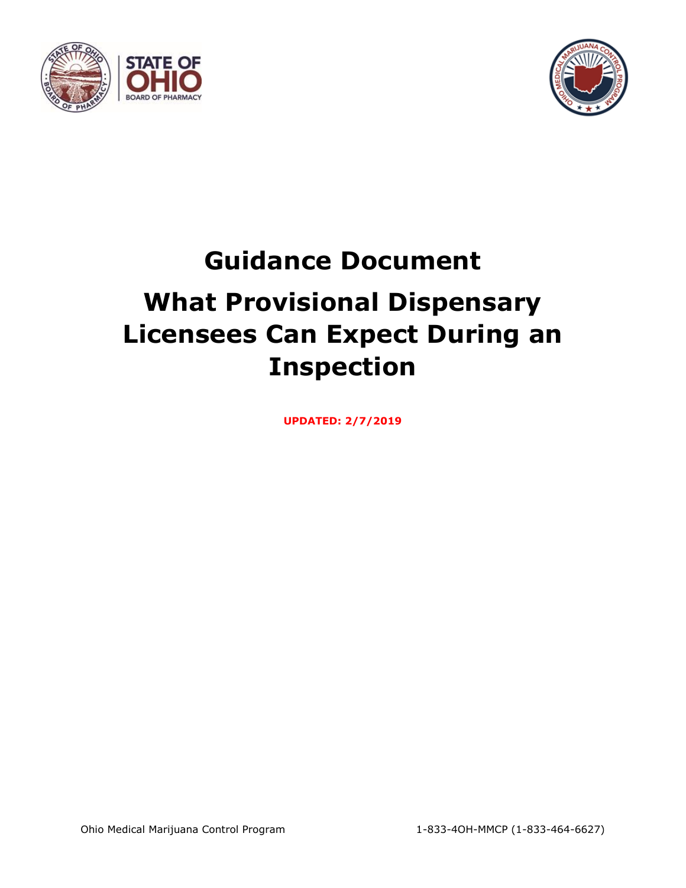# Guidance Document

# What Provisional Dispensary Licensees Can Expect During an Inspection

**UPDATED: 2/7/2019**

Ohio Medical Marijuana Control Program 1-833-4OH-MMCP (1-833-464-6627)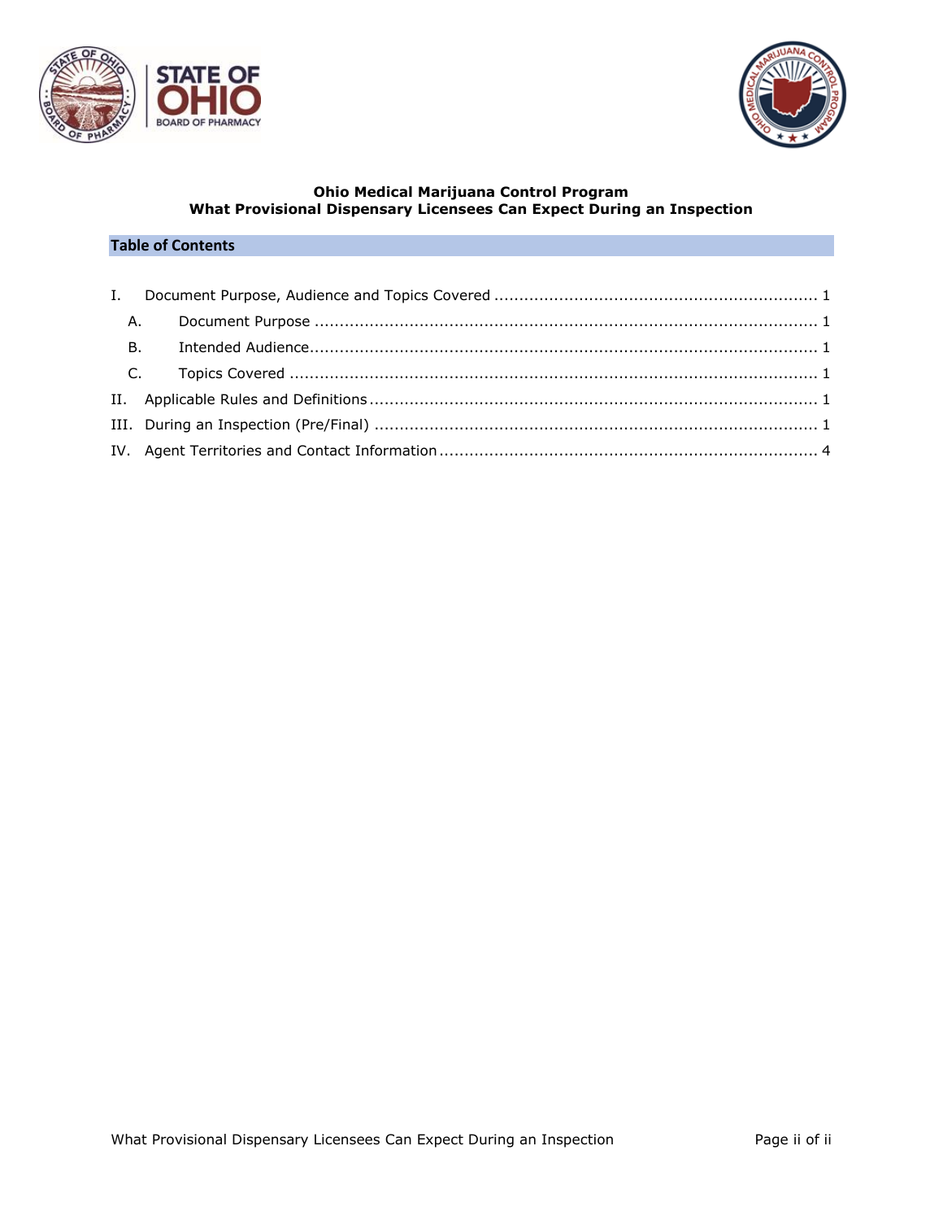**Ohio Medical Marijuana Control Program**
**What Provisional Dispensary Licensees Can Expect During an Inspection**

## Table of Contents

I. Document Purpose, Audience and Topics Covered ........ 1
  A. Document Purpose ........ 1
  B. Intended Audience ........ 1
  C. Topics Covered ........ 1
II. Applicable Rules and Definitions ........ 1
III. During an Inspection (Pre/Final) ........ 1
IV. Agent Territories and Contact Information ........ 4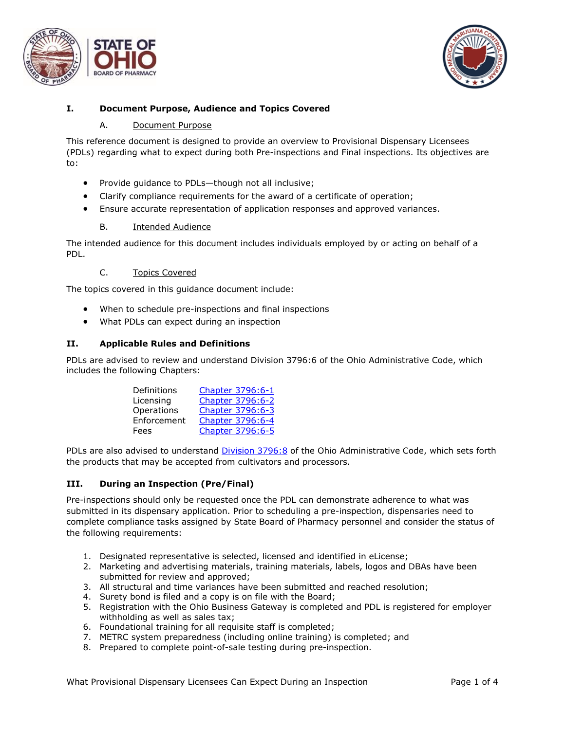## I. Document Purpose, Audience and Topics Covered

### A. Document Purpose

This reference document is designed to provide an overview to Provisional Dispensary Licensees (PDLs) regarding what to expect during both Pre-inspections and Final inspections. Its objectives are to:

- Provide guidance to PDLs—though not all inclusive;
- Clarify compliance requirements for the award of a certificate of operation;
- Ensure accurate representation of application responses and approved variances.

### B. Intended Audience

The intended audience for this document includes individuals employed by or acting on behalf of a PDL.

### C. Topics Covered

The topics covered in this guidance document include:

- When to schedule pre-inspections and final inspections
- What PDLs can expect during an inspection

## II. Applicable Rules and Definitions

PDLs are advised to review and understand Division 3796:6 of the Ohio Administrative Code, which includes the following Chapters:

| | |
|---|---|
| Definitions | Chapter 3796:6-1 |
| Licensing | Chapter 3796:6-2 |
| Operations | Chapter 3796:6-3 |
| Enforcement | Chapter 3796:6-4 |
| Fees | Chapter 3796:6-5 |

PDLs are also advised to understand Division 3796:8 of the Ohio Administrative Code, which sets forth the products that may be accepted from cultivators and processors.

## III. During an Inspection (Pre/Final)

Pre-inspections should only be requested once the PDL can demonstrate adherence to what was submitted in its dispensary application. Prior to scheduling a pre-inspection, dispensaries need to complete compliance tasks assigned by State Board of Pharmacy personnel and consider the status of the following requirements:

1. Designated representative is selected, licensed and identified in eLicense;
2. Marketing and advertising materials, training materials, labels, logos and DBAs have been submitted for review and approved;
3. All structural and time variances have been submitted and reached resolution;
4. Surety bond is filed and a copy is on file with the Board;
5. Registration with the Ohio Business Gateway is completed and PDL is registered for employer withholding as well as sales tax;
6. Foundational training for all requisite staff is completed;
7. METRC system preparedness (including online training) is completed; and
8. Prepared to complete point-of-sale testing during pre-inspection.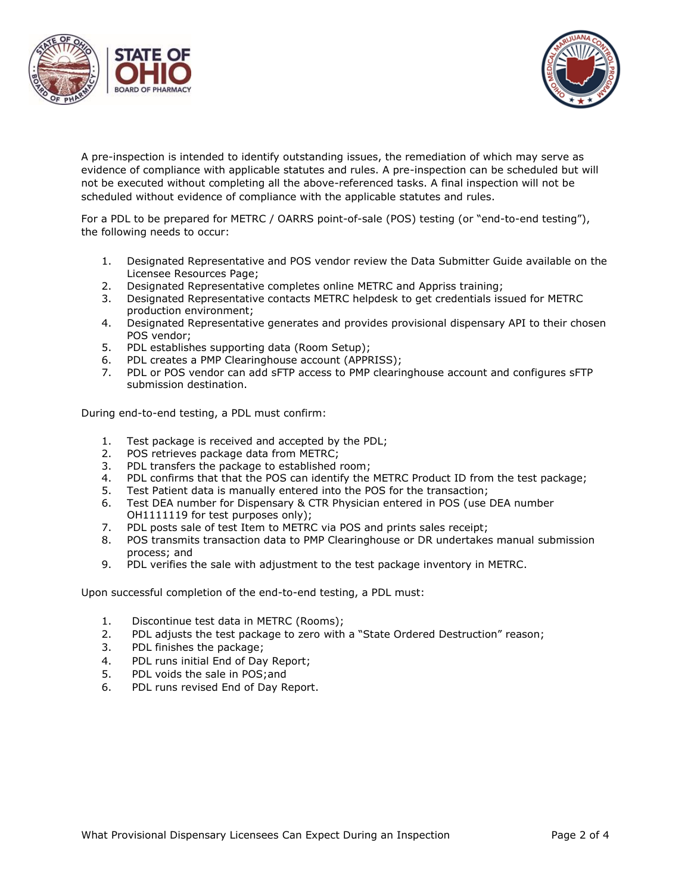A pre-inspection is intended to identify outstanding issues, the remediation of which may serve as evidence of compliance with applicable statutes and rules. A pre-inspection can be scheduled but will not be executed without completing all the above-referenced tasks. A final inspection will not be scheduled without evidence of compliance with the applicable statutes and rules.

For a PDL to be prepared for METRC / OARRS point-of-sale (POS) testing (or "end-to-end testing"), the following needs to occur:

1. Designated Representative and POS vendor review the Data Submitter Guide available on the Licensee Resources Page;
2. Designated Representative completes online METRC and Appriss training;
3. Designated Representative contacts METRC helpdesk to get credentials issued for METRC production environment;
4. Designated Representative generates and provides provisional dispensary API to their chosen POS vendor;
5. PDL establishes supporting data (Room Setup);
6. PDL creates a PMP Clearinghouse account (APPRISS);
7. PDL or POS vendor can add sFTP access to PMP clearinghouse account and configures sFTP submission destination.

During end-to-end testing, a PDL must confirm:

1. Test package is received and accepted by the PDL;
2. POS retrieves package data from METRC;
3. PDL transfers the package to established room;
4. PDL confirms that that the POS can identify the METRC Product ID from the test package;
5. Test Patient data is manually entered into the POS for the transaction;
6. Test DEA number for Dispensary & CTR Physician entered in POS (use DEA number OH1111119 for test purposes only);
7. PDL posts sale of test Item to METRC via POS and prints sales receipt;
8. POS transmits transaction data to PMP Clearinghouse or DR undertakes manual submission process; and
9. PDL verifies the sale with adjustment to the test package inventory in METRC.

Upon successful completion of the end-to-end testing, a PDL must:

1. Discontinue test data in METRC (Rooms);
2. PDL adjusts the test package to zero with a "State Ordered Destruction" reason;
3. PDL finishes the package;
4. PDL runs initial End of Day Report;
5. PDL voids the sale in POS;and
6. PDL runs revised End of Day Report.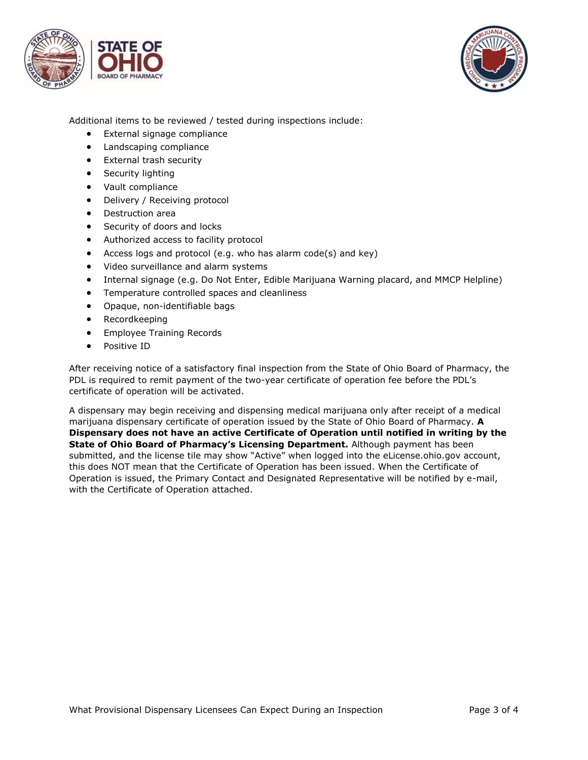Additional items to be reviewed / tested during inspections include:

- External signage compliance
- Landscaping compliance
- External trash security
- Security lighting
- Vault compliance
- Delivery / Receiving protocol
- Destruction area
- Security of doors and locks
- Authorized access to facility protocol
- Access logs and protocol (e.g. who has alarm code(s) and key)
- Video surveillance and alarm systems
- Internal signage (e.g. Do Not Enter, Edible Marijuana Warning placard, and MMCP Helpline)
- Temperature controlled spaces and cleanliness
- Opaque, non-identifiable bags
- Recordkeeping
- Employee Training Records
- Positive ID

After receiving notice of a satisfactory final inspection from the State of Ohio Board of Pharmacy, the PDL is required to remit payment of the two-year certificate of operation fee before the PDL's certificate of operation will be activated.

A dispensary may begin receiving and dispensing medical marijuana only after receipt of a medical marijuana dispensary certificate of operation issued by the State of Ohio Board of Pharmacy. **A Dispensary does not have an active Certificate of Operation until notified in writing by the State of Ohio Board of Pharmacy's Licensing Department.** Although payment has been submitted, and the license tile may show "Active" when logged into the eLicense.ohio.gov account, this does NOT mean that the Certificate of Operation has been issued. When the Certificate of Operation is issued, the Primary Contact and Designated Representative will be notified by e-mail, with the Certificate of Operation attached.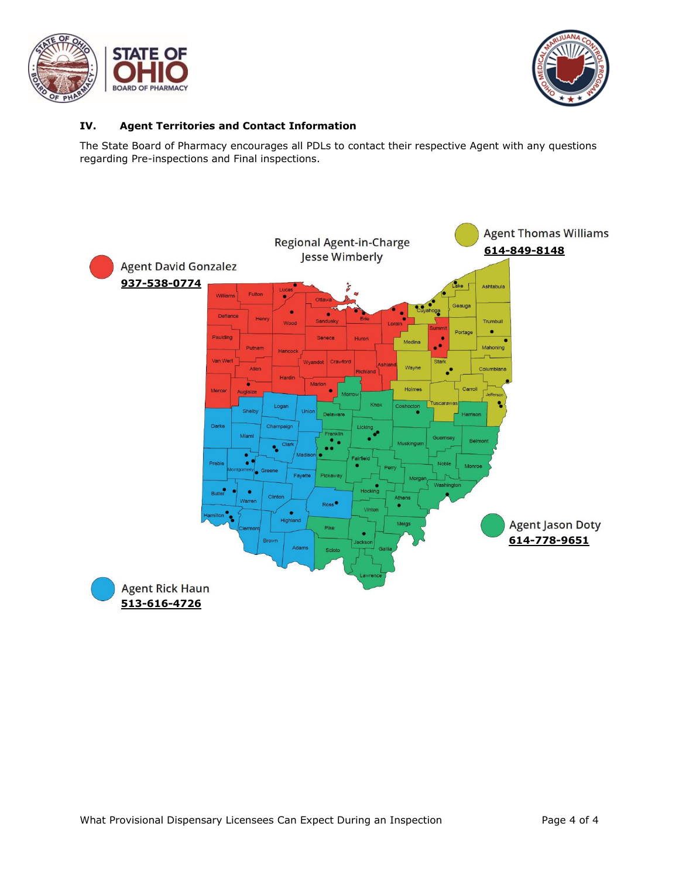## IV. Agent Territories and Contact Information

The State Board of Pharmacy encourages all PDLs to contact their respective Agent with any questions regarding Pre-inspections and Final inspections.

Regional Agent-in-Charge
Jesse Wimberly

Agent David Gonzalez
937-538-0774

Agent Thomas Williams
614-849-8148

Agent Jason Doty
614-778-9651

Agent Rick Haun
513-616-4726

Williams, Fulton, Lucas, Ottawa, Defiance, Henry, Wood, Sandusky, Erie, Lorain, Cuyahoga, Lake, Ashtabula, Geauga, Paulding, Putnam, Hancock, Seneca, Huron, Medina, Summit, Portage, Trumbull, Mahoning, Van Wert, Allen, Wyandot, Crawford, Ashland, Richland, Wayne, Stark, Columbiana, Mercer, Auglaize, Hardin, Marion, Morrow, Holmes, Carroll, Jefferson, Tuscarawas, Shelby, Logan, Union, Delaware, Knox, Coshocton, Harrison, Darke, Miami, Champaign, Franklin, Licking, Guernsey, Belmont, Clark, Madison, Muskingum, Preble, Montgomery, Greene, Fairfield, Perry, Noble, Monroe, Fayette, Pickaway, Morgan, Washington, Butler, Warren, Clinton, Hocking, Athens, Ross, Hamilton, Clermont, Highland, Vinton, Meigs, Pike, Brown, Adams, Scioto, Jackson, Gallia, Lawrence